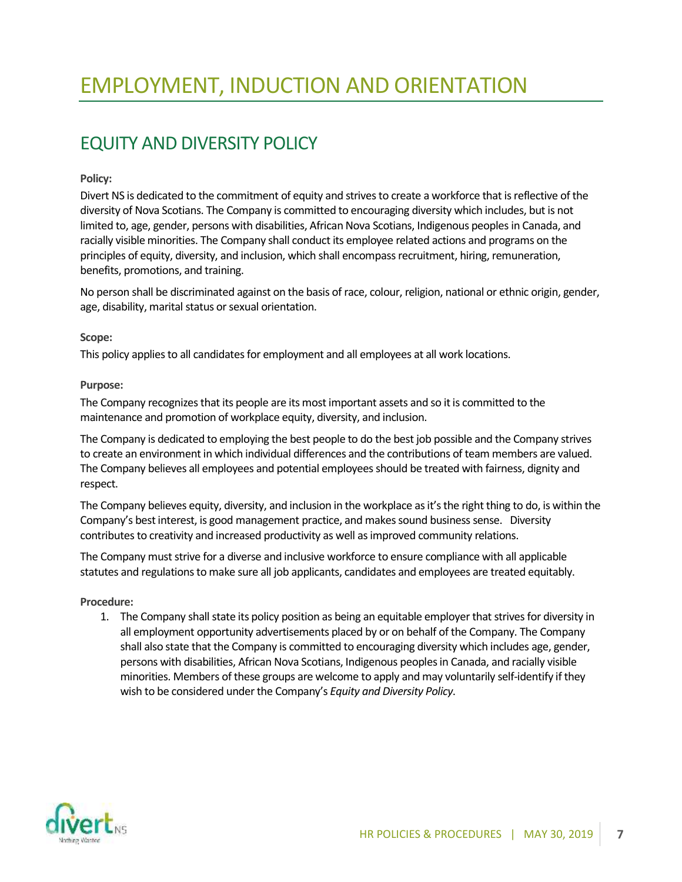# EMPLOYMENT, INDUCTION AND ORIENTATION

## EQUITY AND DIVERSITY POLICY

**Policy:**

Divert NS is dedicated to the commitment of equity and strives to create a workforce that is reflective of the diversity of Nova Scotians. The Company is committed to encouraging diversity which includes, but is not limited to, age, gender, persons with disabilities, African Nova Scotians, Indigenous peoples in Canada, and racially visible minorities. The Company shall conduct its employee related actions and programs on the principles of equity, diversity, and inclusion, which shall encompass recruitment, hiring, remuneration, benefits, promotions, and training.

No person shall be discriminated against on the basis of race, colour, religion, national or ethnic origin, gender, age, disability, marital status or sexual orientation.

**Scope:**

This policy applies to all candidates for employment and all employees at all work locations.

**Purpose:**

The Company recognizes that its people are its most important assets and so it is committed to the maintenance and promotion of workplace equity, diversity, and inclusion.

The Company is dedicated to employing the best people to do the best job possible and the Company strives to create an environment in which individual differences and the contributions of team members are valued. The Company believes all employees and potential employees should be treated with fairness, dignity and respect.

The Company believes equity, diversity, and inclusion in the workplace as it's the right thing to do, is within the Company's best interest, is good management practice, and makes sound business sense. Diversity contributes to creativity and increased productivity as well as improved community relations.

The Company must strive for a diverse and inclusive workforce to ensure compliance with all applicable statutes and regulations to make sure all job applicants, candidates and employees are treated equitably.

**Procedure:**

1. The Company shall state its policy position as being an equitable employer that strives for diversity in all employment opportunity advertisements placed by or on behalf of the Company. The Company shall also state that the Company is committed to encouraging diversity which includes age, gender, persons with disabilities, African Nova Scotians, Indigenous peoples in Canada, and racially visible minorities. Members of these groups are welcome to apply and may voluntarily self-identify if they wish to be considered under the Company's *Equity and Diversity Policy*.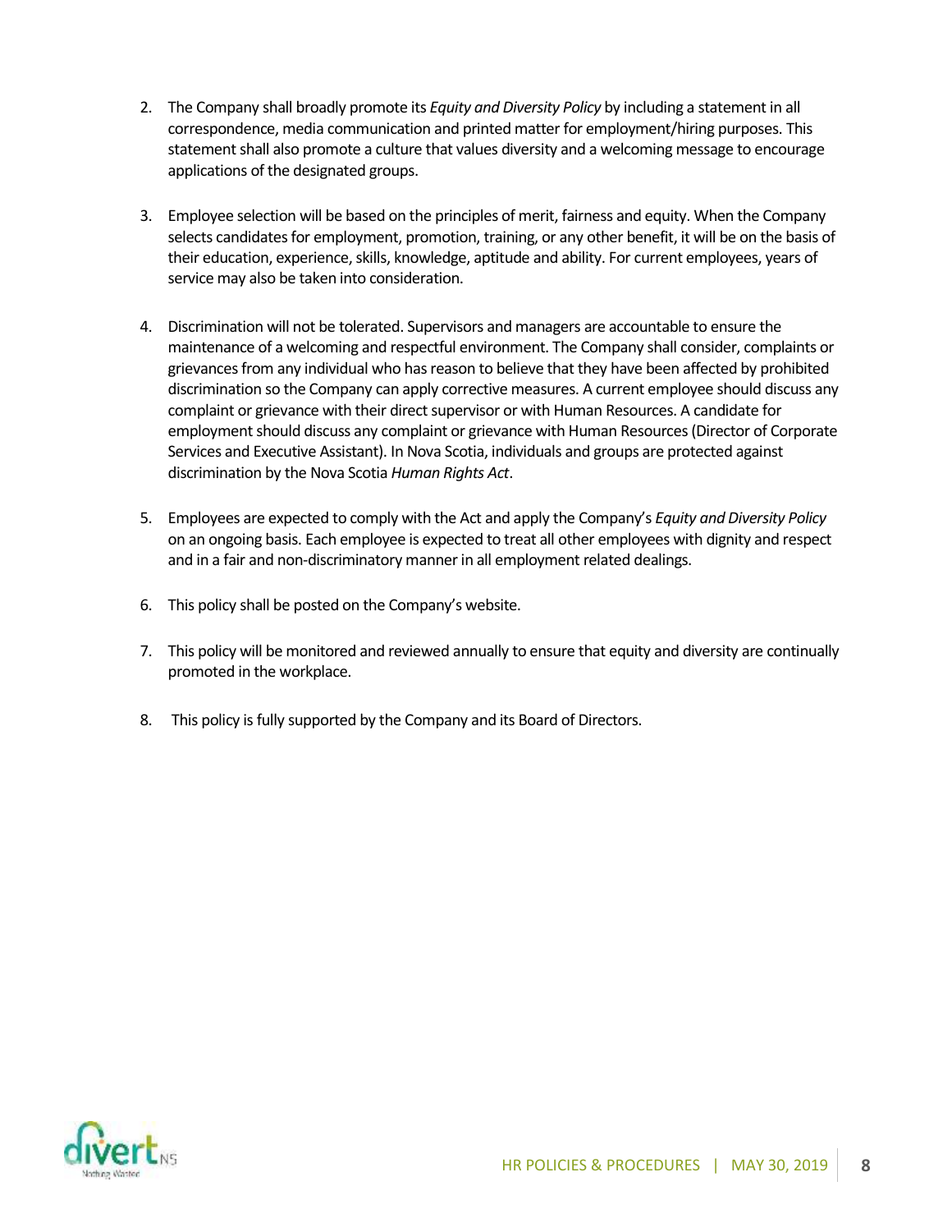2. The Company shall broadly promote its *Equity and Diversity Policy* by including a statement in all correspondence, media communication and printed matter for employment/hiring purposes. This statement shall also promote a culture that values diversity and a welcoming message to encourage applications of the designated groups.

3. Employee selection will be based on the principles of merit, fairness and equity. When the Company selects candidates for employment, promotion, training, or any other benefit, it will be on the basis of their education, experience, skills, knowledge, aptitude and ability. For current employees, years of service may also be taken into consideration.

4. Discrimination will not be tolerated. Supervisors and managers are accountable to ensure the maintenance of a welcoming and respectful environment. The Company shall consider, complaints or grievances from any individual who has reason to believe that they have been affected by prohibited discrimination so the Company can apply corrective measures. A current employee should discuss any complaint or grievance with their direct supervisor or with Human Resources. A candidate for employment should discuss any complaint or grievance with Human Resources (Director of Corporate Services and Executive Assistant). In Nova Scotia, individuals and groups are protected against discrimination by the Nova Scotia *Human Rights Act*.

5. Employees are expected to comply with the Act and apply the Company's *Equity and Diversity Policy* on an ongoing basis. Each employee is expected to treat all other employees with dignity and respect and in a fair and non-discriminatory manner in all employment related dealings.

6. This policy shall be posted on the Company's website.

7. This policy will be monitored and reviewed annually to ensure that equity and diversity are continually promoted in the workplace.

8. This policy is fully supported by the Company and its Board of Directors.